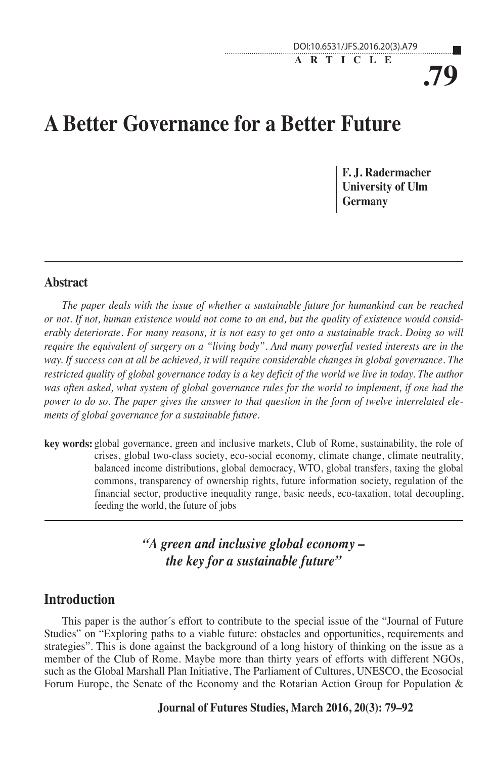DOI:10.6531/JFS.2016.20(3).A79

ARTICLE

# A Better Governance for a Better Future

**F. J. Radermacher**
**University of Ulm**
**Germany**

## Abstract

*The paper deals with the issue of whether a sustainable future for humankind can be reached or not. If not, human existence would not come to an end, but the quality of existence would considerably deteriorate. For many reasons, it is not easy to get onto a sustainable track. Doing so will require the equivalent of surgery on a "living body". And many powerful vested interests are in the way. If success can at all be achieved, it will require considerable changes in global governance. The restricted quality of global governance today is a key deficit of the world we live in today. The author was often asked, what system of global governance rules for the world to implement, if one had the power to do so. The paper gives the answer to that question in the form of twelve interrelated elements of global governance for a sustainable future.*

**key words:** global governance, green and inclusive markets, Club of Rome, sustainability, the role of crises, global two-class society, eco-social economy, climate change, climate neutrality, balanced income distributions, global democracy, WTO, global transfers, taxing the global commons, transparency of ownership rights, future information society, regulation of the financial sector, productive inequality range, basic needs, eco-taxation, total decoupling, feeding the world, the future of jobs

***"A green and inclusive global economy – the key for a sustainable future"***

## Introduction

This paper is the author´s effort to contribute to the special issue of the "Journal of Future Studies" on "Exploring paths to a viable future: obstacles and opportunities, requirements and strategies". This is done against the background of a long history of thinking on the issue as a member of the Club of Rome. Maybe more than thirty years of efforts with different NGOs, such as the Global Marshall Plan Initiative, The Parliament of Cultures, UNESCO, the Ecosocial Forum Europe, the Senate of the Economy and the Rotarian Action Group for Population &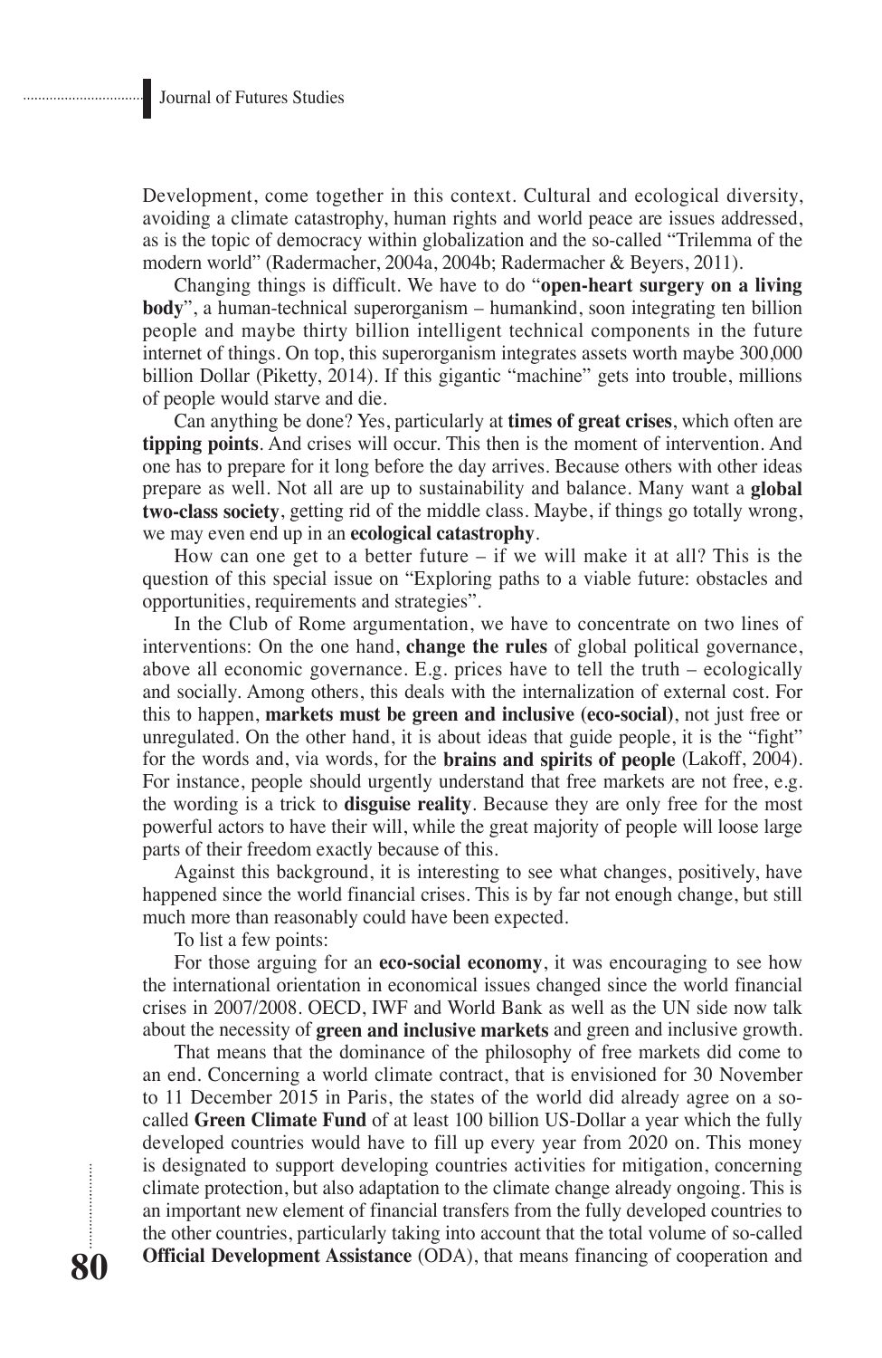Development, come together in this context. Cultural and ecological diversity, avoiding a climate catastrophy, human rights and world peace are issues addressed, as is the topic of democracy within globalization and the so-called "Trilemma of the modern world" (Radermacher, 2004a, 2004b; Radermacher & Beyers, 2011).

Changing things is difficult. We have to do "**open-heart surgery on a living body**", a human-technical superorganism – humankind, soon integrating ten billion people and maybe thirty billion intelligent technical components in the future internet of things. On top, this superorganism integrates assets worth maybe 300,000 billion Dollar (Piketty, 2014). If this gigantic "machine" gets into trouble, millions of people would starve and die.

Can anything be done? Yes, particularly at **times of great crises**, which often are **tipping points**. And crises will occur. This then is the moment of intervention. And one has to prepare for it long before the day arrives. Because others with other ideas prepare as well. Not all are up to sustainability and balance. Many want a **global two-class society**, getting rid of the middle class. Maybe, if things go totally wrong, we may even end up in an **ecological catastrophy**.

How can one get to a better future – if we will make it at all? This is the question of this special issue on "Exploring paths to a viable future: obstacles and opportunities, requirements and strategies".

In the Club of Rome argumentation, we have to concentrate on two lines of interventions: On the one hand, **change the rules** of global political governance, above all economic governance. E.g. prices have to tell the truth – ecologically and socially. Among others, this deals with the internalization of external cost. For this to happen, **markets must be green and inclusive (eco-social)**, not just free or unregulated. On the other hand, it is about ideas that guide people, it is the "fight" for the words and, via words, for the **brains and spirits of people** (Lakoff, 2004). For instance, people should urgently understand that free markets are not free, e.g. the wording is a trick to **disguise reality**. Because they are only free for the most powerful actors to have their will, while the great majority of people will loose large parts of their freedom exactly because of this.

Against this background, it is interesting to see what changes, positively, have happened since the world financial crises. This is by far not enough change, but still much more than reasonably could have been expected.

To list a few points:

For those arguing for an **eco-social economy**, it was encouraging to see how the international orientation in economical issues changed since the world financial crises in 2007/2008. OECD, IWF and World Bank as well as the UN side now talk about the necessity of **green and inclusive markets** and green and inclusive growth.

That means that the dominance of the philosophy of free markets did come to an end. Concerning a world climate contract, that is envisioned for 30 November to 11 December 2015 in Paris, the states of the world did already agree on a so-called **Green Climate Fund** of at least 100 billion US-Dollar a year which the fully developed countries would have to fill up every year from 2020 on. This money is designated to support developing countries activities for mitigation, concerning climate protection, but also adaptation to the climate change already ongoing. This is an important new element of financial transfers from the fully developed countries to the other countries, particularly taking into account that the total volume of so-called **Official Development Assistance** (ODA), that means financing of cooperation and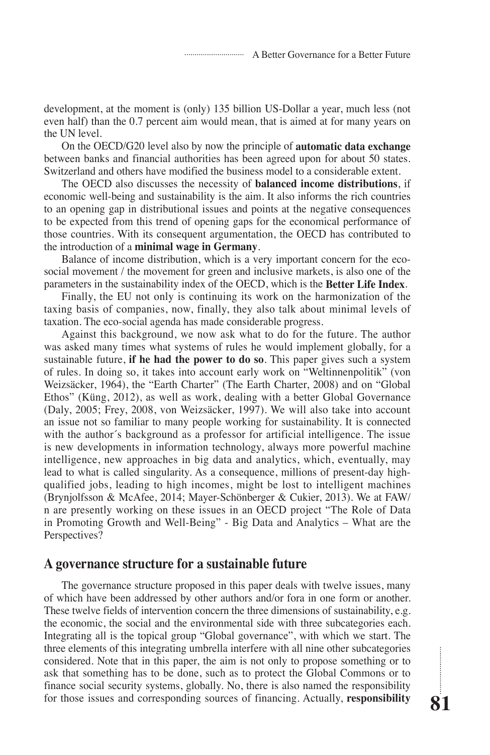development, at the moment is (only) 135 billion US-Dollar a year, much less (not even half) than the 0.7 percent aim would mean, that is aimed at for many years on the UN level.

On the OECD/G20 level also by now the principle of **automatic data exchange** between banks and financial authorities has been agreed upon for about 50 states. Switzerland and others have modified the business model to a considerable extent.

The OECD also discusses the necessity of **balanced income distributions**, if economic well-being and sustainability is the aim. It also informs the rich countries to an opening gap in distributional issues and points at the negative consequences to be expected from this trend of opening gaps for the economical performance of those countries. With its consequent argumentation, the OECD has contributed to the introduction of a **minimal wage in Germany**.

Balance of income distribution, which is a very important concern for the eco-social movement / the movement for green and inclusive markets, is also one of the parameters in the sustainability index of the OECD, which is the **Better Life Index**.

Finally, the EU not only is continuing its work on the harmonization of the taxing basis of companies, now, finally, they also talk about minimal levels of taxation. The eco-social agenda has made considerable progress.

Against this background, we now ask what to do for the future. The author was asked many times what systems of rules he would implement globally, for a sustainable future, **if he had the power to do so**. This paper gives such a system of rules. In doing so, it takes into account early work on "Weltinnenpolitik" (von Weizsäcker, 1964), the "Earth Charter" (The Earth Charter, 2008) and on "Global Ethos" (Küng, 2012), as well as work, dealing with a better Global Governance (Daly, 2005; Frey, 2008, von Weizsäcker, 1997). We will also take into account an issue not so familiar to many people working for sustainability. It is connected with the author´s background as a professor for artificial intelligence. The issue is new developments in information technology, always more powerful machine intelligence, new approaches in big data and analytics, which, eventually, may lead to what is called singularity. As a consequence, millions of present-day high-qualified jobs, leading to high incomes, might be lost to intelligent machines (Brynjolfsson & McAfee, 2014; Mayer-Schönberger & Cukier, 2013). We at FAW/n are presently working on these issues in an OECD project "The Role of Data in Promoting Growth and Well-Being" - Big Data and Analytics – What are the Perspectives?

## A governance structure for a sustainable future

The governance structure proposed in this paper deals with twelve issues, many of which have been addressed by other authors and/or fora in one form or another. These twelve fields of intervention concern the three dimensions of sustainability, e.g. the economic, the social and the environmental side with three subcategories each. Integrating all is the topical group "Global governance", with which we start. The three elements of this integrating umbrella interfere with all nine other subcategories considered. Note that in this paper, the aim is not only to propose something or to ask that something has to be done, such as to protect the Global Commons or to finance social security systems, globally. No, there is also named the responsibility for those issues and corresponding sources of financing. Actually, **responsibility**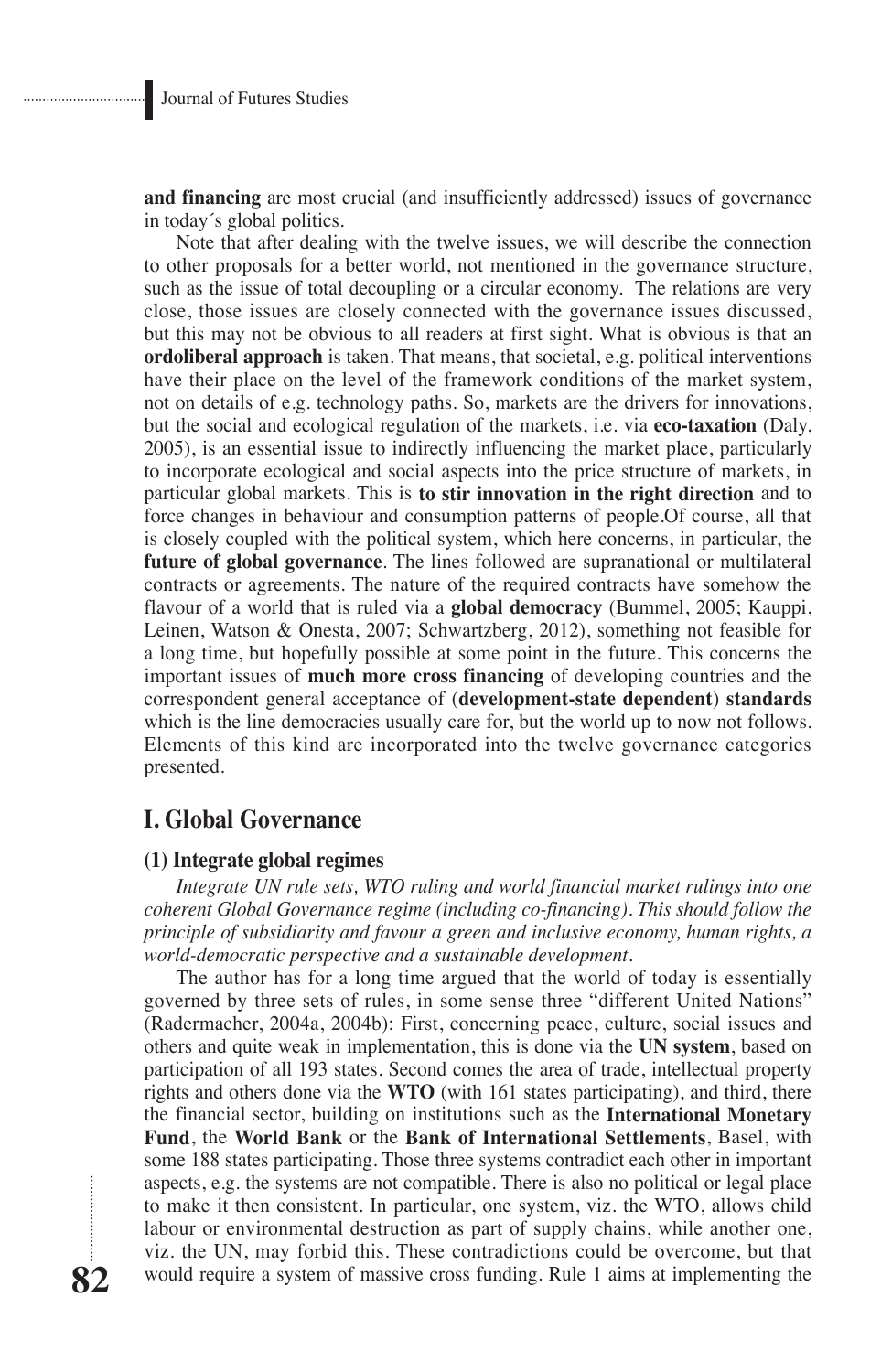**and financing** are most crucial (and insufficiently addressed) issues of governance in today´s global politics.

Note that after dealing with the twelve issues, we will describe the connection to other proposals for a better world, not mentioned in the governance structure, such as the issue of total decoupling or a circular economy. The relations are very close, those issues are closely connected with the governance issues discussed, but this may not be obvious to all readers at first sight. What is obvious is that an **ordoliberal approach** is taken. That means, that societal, e.g. political interventions have their place on the level of the framework conditions of the market system, not on details of e.g. technology paths. So, markets are the drivers for innovations, but the social and ecological regulation of the markets, i.e. via **eco-taxation** (Daly, 2005), is an essential issue to indirectly influencing the market place, particularly to incorporate ecological and social aspects into the price structure of markets, in particular global markets. This is **to stir innovation in the right direction** and to force changes in behaviour and consumption patterns of people.Of course, all that is closely coupled with the political system, which here concerns, in particular, the **future of global governance**. The lines followed are supranational or multilateral contracts or agreements. The nature of the required contracts have somehow the flavour of a world that is ruled via a **global democracy** (Bummel, 2005; Kauppi, Leinen, Watson & Onesta, 2007; Schwartzberg, 2012), something not feasible for a long time, but hopefully possible at some point in the future. This concerns the important issues of **much more cross financing** of developing countries and the correspondent general acceptance of (**development-state dependent**) **standards** which is the line democracies usually care for, but the world up to now not follows. Elements of this kind are incorporated into the twelve governance categories presented.

## I. Global Governance

### (1) Integrate global regimes

*Integrate UN rule sets, WTO ruling and world financial market rulings into one coherent Global Governance regime (including co-financing). This should follow the principle of subsidiarity and favour a green and inclusive economy, human rights, a world-democratic perspective and a sustainable development.*

The author has for a long time argued that the world of today is essentially governed by three sets of rules, in some sense three "different United Nations" (Radermacher, 2004a, 2004b): First, concerning peace, culture, social issues and others and quite weak in implementation, this is done via the **UN system**, based on participation of all 193 states. Second comes the area of trade, intellectual property rights and others done via the **WTO** (with 161 states participating), and third, there the financial sector, building on institutions such as the **International Monetary Fund**, the **World Bank** or the **Bank of International Settlements**, Basel, with some 188 states participating. Those three systems contradict each other in important aspects, e.g. the systems are not compatible. There is also no political or legal place to make it then consistent. In particular, one system, viz. the WTO, allows child labour or environmental destruction as part of supply chains, while another one, viz. the UN, may forbid this. These contradictions could be overcome, but that would require a system of massive cross funding. Rule 1 aims at implementing the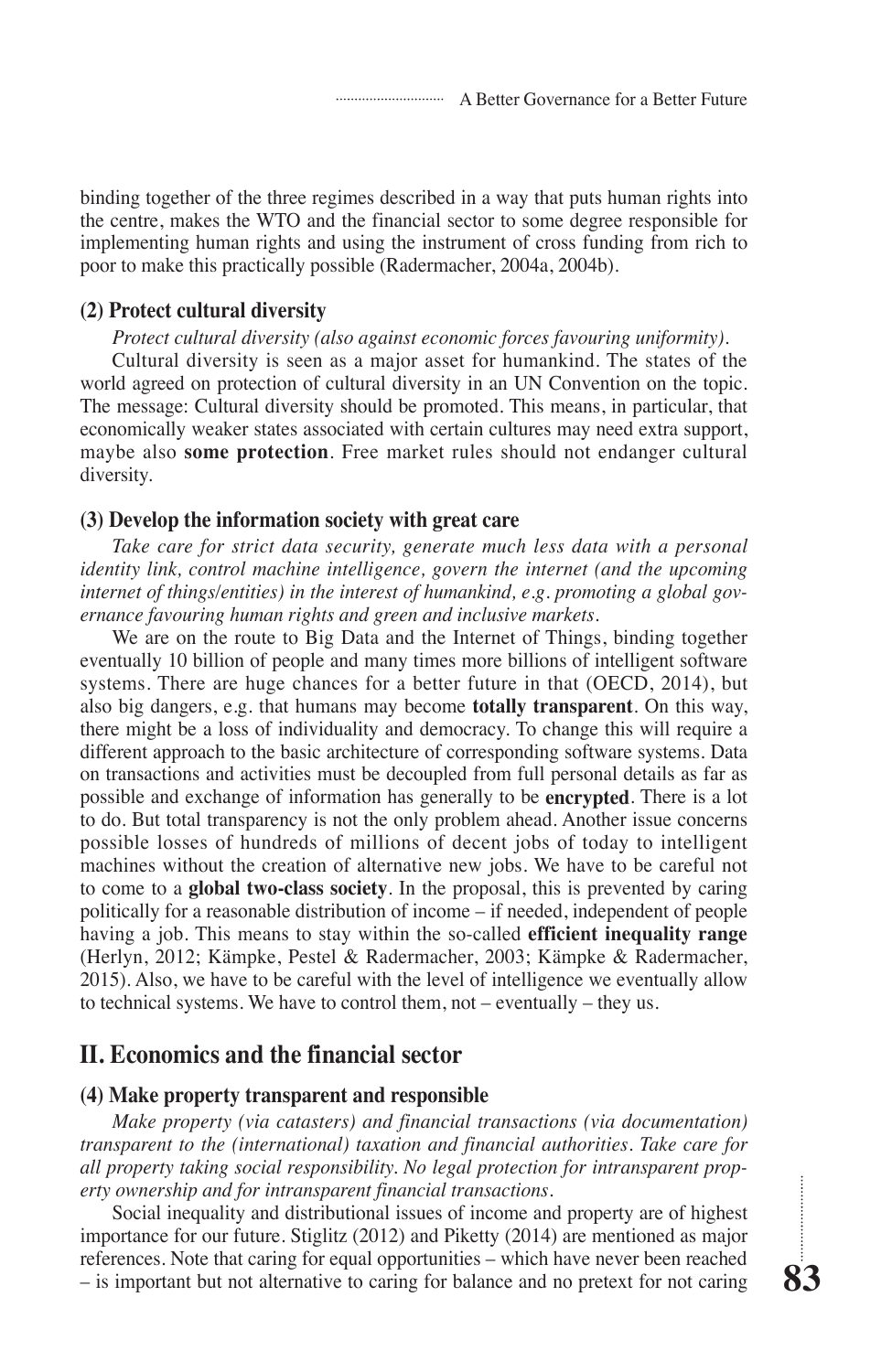binding together of the three regimes described in a way that puts human rights into the centre, makes the WTO and the financial sector to some degree responsible for implementing human rights and using the instrument of cross funding from rich to poor to make this practically possible (Radermacher, 2004a, 2004b).

### (2) Protect cultural diversity

*Protect cultural diversity (also against economic forces favouring uniformity).*

Cultural diversity is seen as a major asset for humankind. The states of the world agreed on protection of cultural diversity in an UN Convention on the topic. The message: Cultural diversity should be promoted. This means, in particular, that economically weaker states associated with certain cultures may need extra support, maybe also **some protection**. Free market rules should not endanger cultural diversity.

### (3) Develop the information society with great care

*Take care for strict data security, generate much less data with a personal identity link, control machine intelligence, govern the internet (and the upcoming internet of things/entities) in the interest of humankind, e.g. promoting a global governance favouring human rights and green and inclusive markets.*

We are on the route to Big Data and the Internet of Things, binding together eventually 10 billion of people and many times more billions of intelligent software systems. There are huge chances for a better future in that (OECD, 2014), but also big dangers, e.g. that humans may become **totally transparent**. On this way, there might be a loss of individuality and democracy. To change this will require a different approach to the basic architecture of corresponding software systems. Data on transactions and activities must be decoupled from full personal details as far as possible and exchange of information has generally to be **encrypted**. There is a lot to do. But total transparency is not the only problem ahead. Another issue concerns possible losses of hundreds of millions of decent jobs of today to intelligent machines without the creation of alternative new jobs. We have to be careful not to come to a **global two-class society**. In the proposal, this is prevented by caring politically for a reasonable distribution of income – if needed, independent of people having a job. This means to stay within the so-called **efficient inequality range** (Herlyn, 2012; Kämpke, Pestel & Radermacher, 2003; Kämpke & Radermacher, 2015). Also, we have to be careful with the level of intelligence we eventually allow to technical systems. We have to control them, not – eventually – they us.

## II. Economics and the financial sector

### (4) Make property transparent and responsible

*Make property (via catasters) and financial transactions (via documentation) transparent to the (international) taxation and financial authorities. Take care for all property taking social responsibility. No legal protection for intransparent property ownership and for intransparent financial transactions.*

Social inequality and distributional issues of income and property are of highest importance for our future. Stiglitz (2012) and Piketty (2014) are mentioned as major references. Note that caring for equal opportunities – which have never been reached – is important but not alternative to caring for balance and no pretext for not caring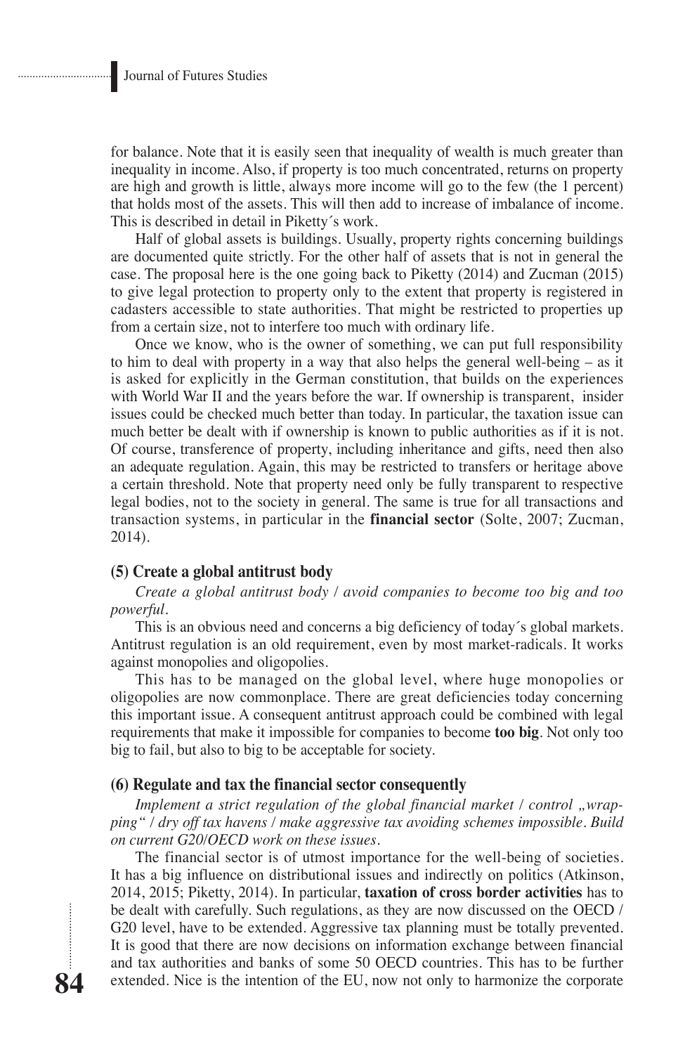for balance. Note that it is easily seen that inequality of wealth is much greater than inequality in income. Also, if property is too much concentrated, returns on property are high and growth is little, always more income will go to the few (the 1 percent) that holds most of the assets. This will then add to increase of imbalance of income. This is described in detail in Piketty´s work.

Half of global assets is buildings. Usually, property rights concerning buildings are documented quite strictly. For the other half of assets that is not in general the case. The proposal here is the one going back to Piketty (2014) and Zucman (2015) to give legal protection to property only to the extent that property is registered in cadasters accessible to state authorities. That might be restricted to properties up from a certain size, not to interfere too much with ordinary life.

Once we know, who is the owner of something, we can put full responsibility to him to deal with property in a way that also helps the general well-being – as it is asked for explicitly in the German constitution, that builds on the experiences with World War II and the years before the war. If ownership is transparent, insider issues could be checked much better than today. In particular, the taxation issue can much better be dealt with if ownership is known to public authorities as if it is not. Of course, transference of property, including inheritance and gifts, need then also an adequate regulation. Again, this may be restricted to transfers or heritage above a certain threshold. Note that property need only be fully transparent to respective legal bodies, not to the society in general. The same is true for all transactions and transaction systems, in particular in the **financial sector** (Solte, 2007; Zucman, 2014).

### (5) Create a global antitrust body

*Create a global antitrust body / avoid companies to become too big and too powerful.*

This is an obvious need and concerns a big deficiency of today´s global markets. Antitrust regulation is an old requirement, even by most market-radicals. It works against monopolies and oligopolies.

This has to be managed on the global level, where huge monopolies or oligopolies are now commonplace. There are great deficiencies today concerning this important issue. A consequent antitrust approach could be combined with legal requirements that make it impossible for companies to become **too big**. Not only too big to fail, but also to big to be acceptable for society.

### (6) Regulate and tax the financial sector consequently

*Implement a strict regulation of the global financial market / control „wrapping" / dry off tax havens / make aggressive tax avoiding schemes impossible. Build on current G20/OECD work on these issues.*

The financial sector is of utmost importance for the well-being of societies. It has a big influence on distributional issues and indirectly on politics (Atkinson, 2014, 2015; Piketty, 2014). In particular, **taxation of cross border activities** has to be dealt with carefully. Such regulations, as they are now discussed on the OECD / G20 level, have to be extended. Aggressive tax planning must be totally prevented. It is good that there are now decisions on information exchange between financial and tax authorities and banks of some 50 OECD countries. This has to be further extended. Nice is the intention of the EU, now not only to harmonize the corporate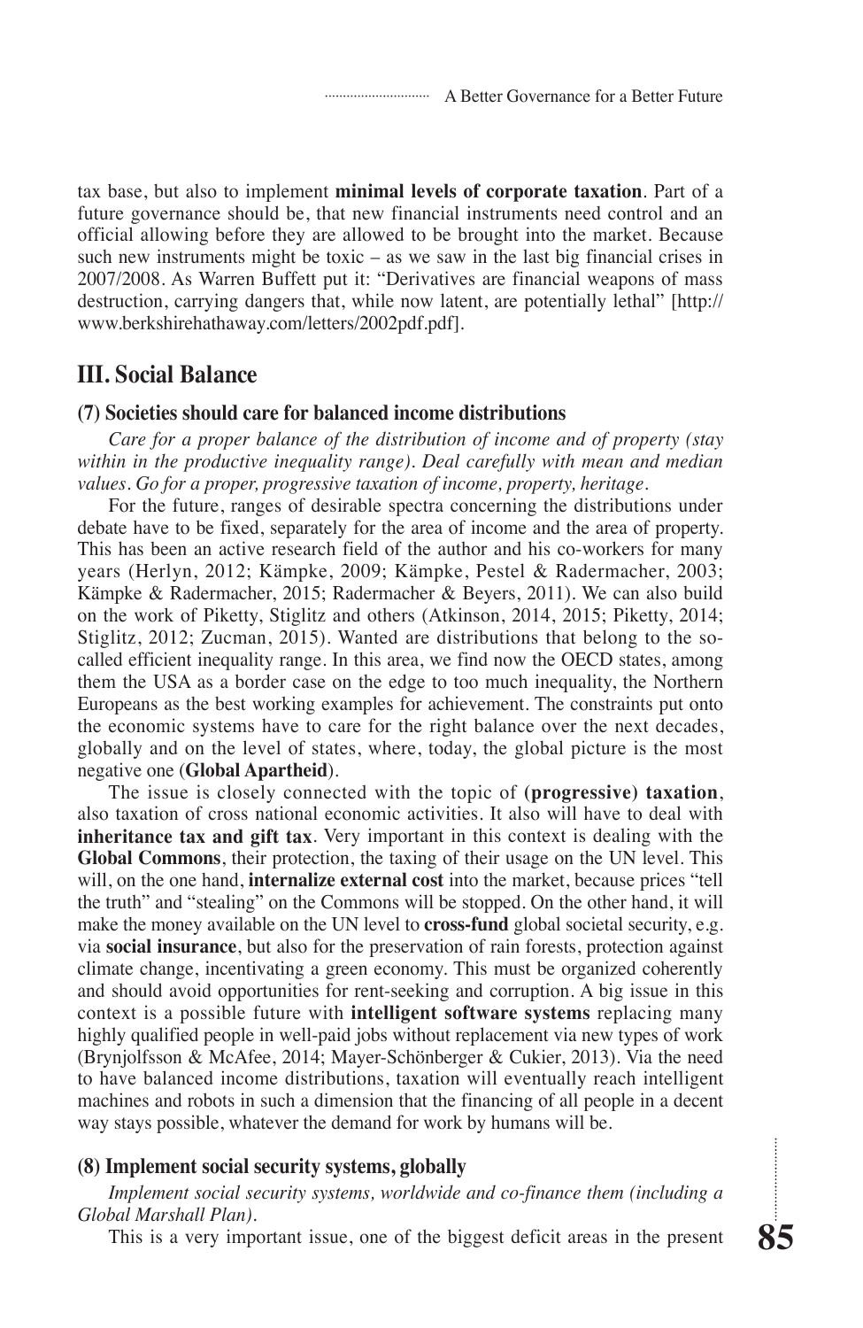tax base, but also to implement **minimal levels of corporate taxation**. Part of a future governance should be, that new financial instruments need control and an official allowing before they are allowed to be brought into the market. Because such new instruments might be toxic – as we saw in the last big financial crises in 2007/2008. As Warren Buffett put it: "Derivatives are financial weapons of mass destruction, carrying dangers that, while now latent, are potentially lethal" [http://www.berkshirehathaway.com/letters/2002pdf.pdf].

## III. Social Balance

### (7) Societies should care for balanced income distributions

*Care for a proper balance of the distribution of income and of property (stay within in the productive inequality range). Deal carefully with mean and median values. Go for a proper, progressive taxation of income, property, heritage.*

For the future, ranges of desirable spectra concerning the distributions under debate have to be fixed, separately for the area of income and the area of property. This has been an active research field of the author and his co-workers for many years (Herlyn, 2012; Kämpke, 2009; Kämpke, Pestel & Radermacher, 2003; Kämpke & Radermacher, 2015; Radermacher & Beyers, 2011). We can also build on the work of Piketty, Stiglitz and others (Atkinson, 2014, 2015; Piketty, 2014; Stiglitz, 2012; Zucman, 2015). Wanted are distributions that belong to the so-called efficient inequality range. In this area, we find now the OECD states, among them the USA as a border case on the edge to too much inequality, the Northern Europeans as the best working examples for achievement. The constraints put onto the economic systems have to care for the right balance over the next decades, globally and on the level of states, where, today, the global picture is the most negative one (**Global Apartheid**).

The issue is closely connected with the topic of **(progressive) taxation**, also taxation of cross national economic activities. It also will have to deal with **inheritance tax and gift tax**. Very important in this context is dealing with the **Global Commons**, their protection, the taxing of their usage on the UN level. This will, on the one hand, **internalize external cost** into the market, because prices "tell the truth" and "stealing" on the Commons will be stopped. On the other hand, it will make the money available on the UN level to **cross-fund** global societal security, e.g. via **social insurance**, but also for the preservation of rain forests, protection against climate change, incentivating a green economy. This must be organized coherently and should avoid opportunities for rent-seeking and corruption. A big issue in this context is a possible future with **intelligent software systems** replacing many highly qualified people in well-paid jobs without replacement via new types of work (Brynjolfsson & McAfee, 2014; Mayer-Schönberger & Cukier, 2013). Via the need to have balanced income distributions, taxation will eventually reach intelligent machines and robots in such a dimension that the financing of all people in a decent way stays possible, whatever the demand for work by humans will be.

### (8) Implement social security systems, globally

*Implement social security systems, worldwide and co-finance them (including a Global Marshall Plan).*

This is a very important issue, one of the biggest deficit areas in the present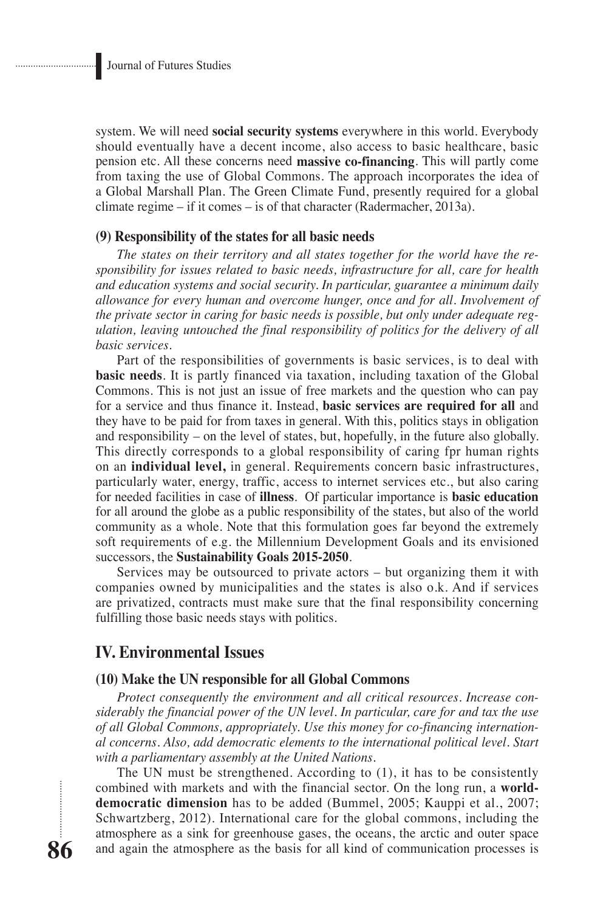system. We will need **social security systems** everywhere in this world. Everybody should eventually have a decent income, also access to basic healthcare, basic pension etc. All these concerns need **massive co-financing**. This will partly come from taxing the use of Global Commons. The approach incorporates the idea of a Global Marshall Plan. The Green Climate Fund, presently required for a global climate regime – if it comes – is of that character (Radermacher, 2013a).

### (9) Responsibility of the states for all basic needs

*The states on their territory and all states together for the world have the responsibility for issues related to basic needs, infrastructure for all, care for health and education systems and social security. In particular, guarantee a minimum daily allowance for every human and overcome hunger, once and for all. Involvement of the private sector in caring for basic needs is possible, but only under adequate regulation, leaving untouched the final responsibility of politics for the delivery of all basic services.*

Part of the responsibilities of governments is basic services, is to deal with **basic needs**. It is partly financed via taxation, including taxation of the Global Commons. This is not just an issue of free markets and the question who can pay for a service and thus finance it. Instead, **basic services are required for all** and they have to be paid for from taxes in general. With this, politics stays in obligation and responsibility – on the level of states, but, hopefully, in the future also globally. This directly corresponds to a global responsibility of caring fpr human rights on an **individual level,** in general. Requirements concern basic infrastructures, particularly water, energy, traffic, access to internet services etc., but also caring for needed facilities in case of **illness**. Of particular importance is **basic education** for all around the globe as a public responsibility of the states, but also of the world community as a whole. Note that this formulation goes far beyond the extremely soft requirements of e.g. the Millennium Development Goals and its envisioned successors, the **Sustainability Goals 2015-2050**.

Services may be outsourced to private actors – but organizing them it with companies owned by municipalities and the states is also o.k. And if services are privatized, contracts must make sure that the final responsibility concerning fulfilling those basic needs stays with politics.

## IV. Environmental Issues

### (10) Make the UN responsible for all Global Commons

*Protect consequently the environment and all critical resources. Increase considerably the financial power of the UN level. In particular, care for and tax the use of all Global Commons, appropriately. Use this money for co-financing international concerns. Also, add democratic elements to the international political level. Start with a parliamentary assembly at the United Nations.*

The UN must be strengthened. According to (1), it has to be consistently combined with markets and with the financial sector. On the long run, a **world-democratic dimension** has to be added (Bummel, 2005; Kauppi et al., 2007; Schwartzberg, 2012). International care for the global commons, including the atmosphere as a sink for greenhouse gases, the oceans, the arctic and outer space and again the atmosphere as the basis for all kind of communication processes is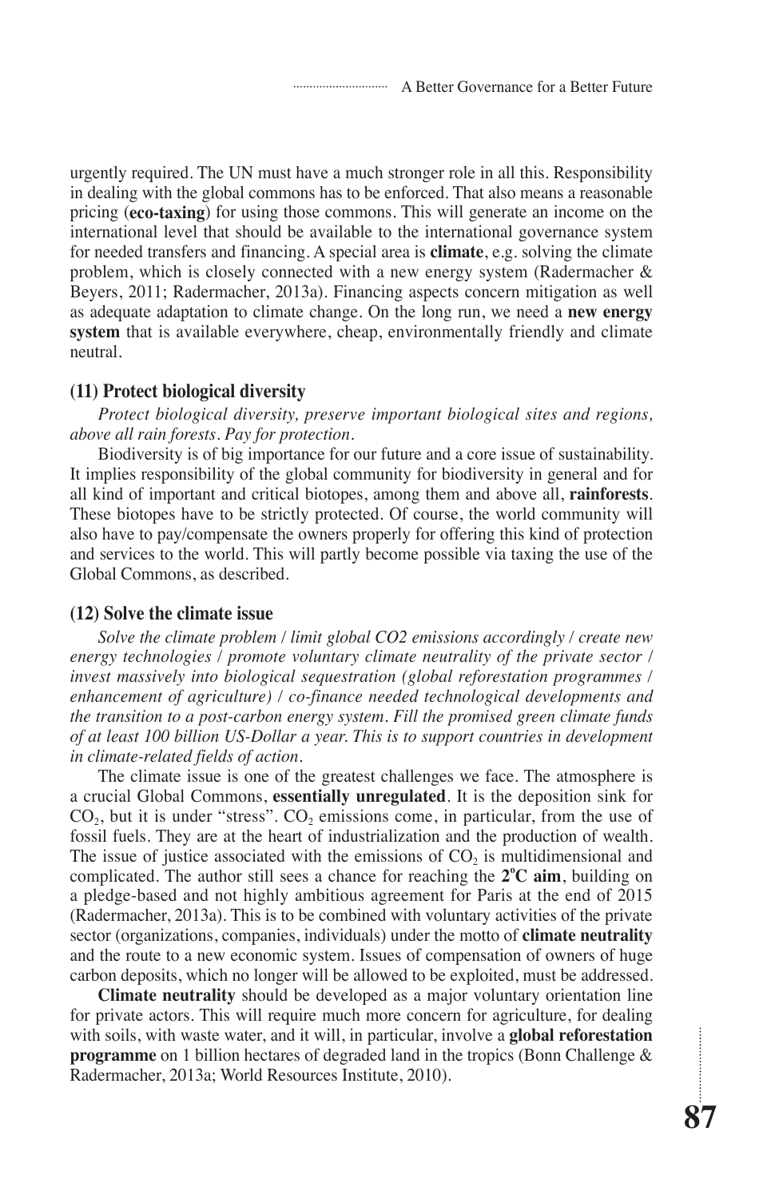urgently required. The UN must have a much stronger role in all this. Responsibility in dealing with the global commons has to be enforced. That also means a reasonable pricing (**eco-taxing**) for using those commons. This will generate an income on the international level that should be available to the international governance system for needed transfers and financing. A special area is **climate**, e.g. solving the climate problem, which is closely connected with a new energy system (Radermacher & Beyers, 2011; Radermacher, 2013a). Financing aspects concern mitigation as well as adequate adaptation to climate change. On the long run, we need a **new energy system** that is available everywhere, cheap, environmentally friendly and climate neutral.

### (11) Protect biological diversity

*Protect biological diversity, preserve important biological sites and regions, above all rain forests. Pay for protection.*

Biodiversity is of big importance for our future and a core issue of sustainability. It implies responsibility of the global community for biodiversity in general and for all kind of important and critical biotopes, among them and above all, **rainforests**. These biotopes have to be strictly protected. Of course, the world community will also have to pay/compensate the owners properly for offering this kind of protection and services to the world. This will partly become possible via taxing the use of the Global Commons, as described.

### (12) Solve the climate issue

*Solve the climate problem / limit global CO2 emissions accordingly / create new energy technologies / promote voluntary climate neutrality of the private sector / invest massively into biological sequestration (global reforestation programmes / enhancement of agriculture) / co-finance needed technological developments and the transition to a post-carbon energy system. Fill the promised green climate funds of at least 100 billion US-Dollar a year. This is to support countries in development in climate-related fields of action.*

The climate issue is one of the greatest challenges we face. The atmosphere is a crucial Global Commons, **essentially unregulated**. It is the deposition sink for $CO_2$, but it is under "stress". $CO_2$ emissions come, in particular, from the use of fossil fuels. They are at the heart of industrialization and the production of wealth. The issue of justice associated with the emissions of $CO_2$ is multidimensional and complicated. The author still sees a chance for reaching the **2°C aim**, building on a pledge-based and not highly ambitious agreement for Paris at the end of 2015 (Radermacher, 2013a). This is to be combined with voluntary activities of the private sector (organizations, companies, individuals) under the motto of **climate neutrality** and the route to a new economic system. Issues of compensation of owners of huge carbon deposits, which no longer will be allowed to be exploited, must be addressed.

**Climate neutrality** should be developed as a major voluntary orientation line for private actors. This will require much more concern for agriculture, for dealing with soils, with waste water, and it will, in particular, involve a **global reforestation programme** on 1 billion hectares of degraded land in the tropics (Bonn Challenge & Radermacher, 2013a; World Resources Institute, 2010).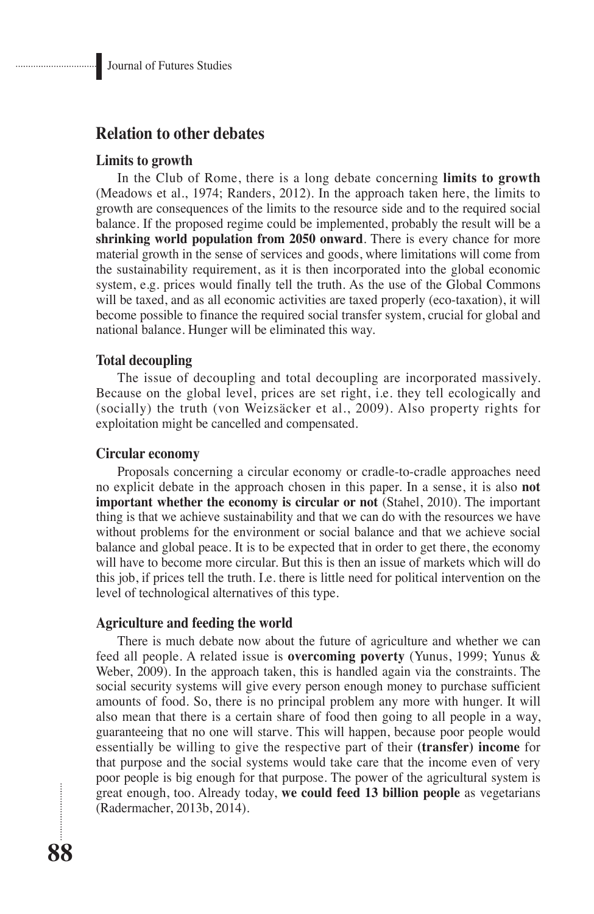## Relation to other debates

### Limits to growth

In the Club of Rome, there is a long debate concerning **limits to growth** (Meadows et al., 1974; Randers, 2012). In the approach taken here, the limits to growth are consequences of the limits to the resource side and to the required social balance. If the proposed regime could be implemented, probably the result will be a **shrinking world population from 2050 onward**. There is every chance for more material growth in the sense of services and goods, where limitations will come from the sustainability requirement, as it is then incorporated into the global economic system, e.g. prices would finally tell the truth. As the use of the Global Commons will be taxed, and as all economic activities are taxed properly (eco-taxation), it will become possible to finance the required social transfer system, crucial for global and national balance. Hunger will be eliminated this way.

### Total decoupling

The issue of decoupling and total decoupling are incorporated massively. Because on the global level, prices are set right, i.e. they tell ecologically and (socially) the truth (von Weizsäcker et al., 2009). Also property rights for exploitation might be cancelled and compensated.

### Circular economy

Proposals concerning a circular economy or cradle-to-cradle approaches need no explicit debate in the approach chosen in this paper. In a sense, it is also **not important whether the economy is circular or not** (Stahel, 2010). The important thing is that we achieve sustainability and that we can do with the resources we have without problems for the environment or social balance and that we achieve social balance and global peace. It is to be expected that in order to get there, the economy will have to become more circular. But this is then an issue of markets which will do this job, if prices tell the truth. I.e. there is little need for political intervention on the level of technological alternatives of this type.

### Agriculture and feeding the world

There is much debate now about the future of agriculture and whether we can feed all people. A related issue is **overcoming poverty** (Yunus, 1999; Yunus & Weber, 2009). In the approach taken, this is handled again via the constraints. The social security systems will give every person enough money to purchase sufficient amounts of food. So, there is no principal problem any more with hunger. It will also mean that there is a certain share of food then going to all people in a way, guaranteeing that no one will starve. This will happen, because poor people would essentially be willing to give the respective part of their **(transfer) income** for that purpose and the social systems would take care that the income even of very poor people is big enough for that purpose. The power of the agricultural system is great enough, too. Already today, **we could feed 13 billion people** as vegetarians (Radermacher, 2013b, 2014).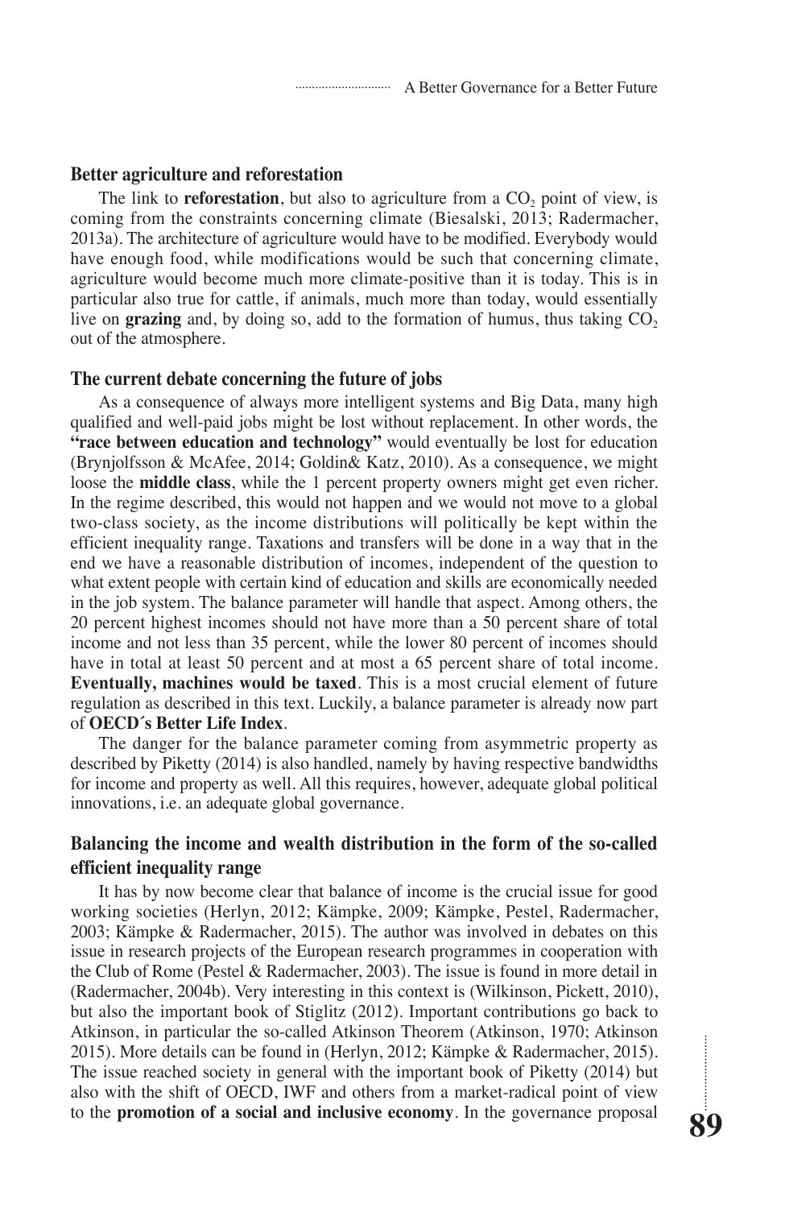### Better agriculture and reforestation

The link to **reforestation**, but also to agriculture from a $CO_2$ point of view, is coming from the constraints concerning climate (Biesalski, 2013; Radermacher, 2013a). The architecture of agriculture would have to be modified. Everybody would have enough food, while modifications would be such that concerning climate, agriculture would become much more climate-positive than it is today. This is in particular also true for cattle, if animals, much more than today, would essentially live on **grazing** and, by doing so, add to the formation of humus, thus taking $CO_2$ out of the atmosphere.

### The current debate concerning the future of jobs

As a consequence of always more intelligent systems and Big Data, many high qualified and well-paid jobs might be lost without replacement. In other words, the **"race between education and technology"** would eventually be lost for education (Brynjolfsson & McAfee, 2014; Goldin& Katz, 2010). As a consequence, we might loose the **middle class**, while the 1 percent property owners might get even richer. In the regime described, this would not happen and we would not move to a global two-class society, as the income distributions will politically be kept within the efficient inequality range. Taxations and transfers will be done in a way that in the end we have a reasonable distribution of incomes, independent of the question to what extent people with certain kind of education and skills are economically needed in the job system. The balance parameter will handle that aspect. Among others, the 20 percent highest incomes should not have more than a 50 percent share of total income and not less than 35 percent, while the lower 80 percent of incomes should have in total at least 50 percent and at most a 65 percent share of total income. **Eventually, machines would be taxed**. This is a most crucial element of future regulation as described in this text. Luckily, a balance parameter is already now part of **OECD´s Better Life Index**.

The danger for the balance parameter coming from asymmetric property as described by Piketty (2014) is also handled, namely by having respective bandwidths for income and property as well. All this requires, however, adequate global political innovations, i.e. an adequate global governance.

### Balancing the income and wealth distribution in the form of the so-called efficient inequality range

It has by now become clear that balance of income is the crucial issue for good working societies (Herlyn, 2012; Kämpke, 2009; Kämpke, Pestel, Radermacher, 2003; Kämpke & Radermacher, 2015). The author was involved in debates on this issue in research projects of the European research programmes in cooperation with the Club of Rome (Pestel & Radermacher, 2003). The issue is found in more detail in (Radermacher, 2004b). Very interesting in this context is (Wilkinson, Pickett, 2010), but also the important book of Stiglitz (2012). Important contributions go back to Atkinson, in particular the so-called Atkinson Theorem (Atkinson, 1970; Atkinson 2015). More details can be found in (Herlyn, 2012; Kämpke & Radermacher, 2015). The issue reached society in general with the important book of Piketty (2014) but also with the shift of OECD, IWF and others from a market-radical point of view to the **promotion of a social and inclusive economy**. In the governance proposal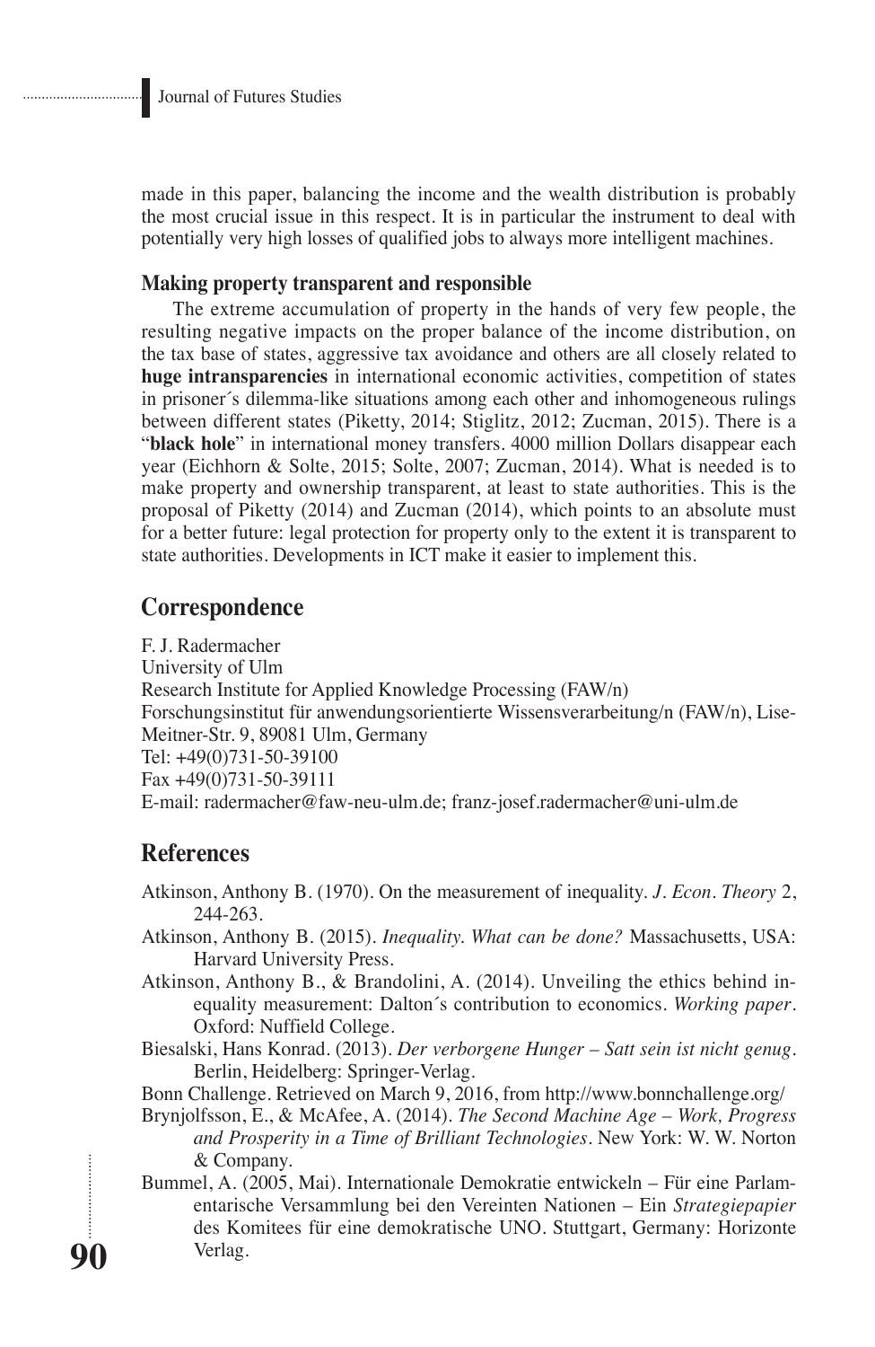made in this paper, balancing the income and the wealth distribution is probably the most crucial issue in this respect. It is in particular the instrument to deal with potentially very high losses of qualified jobs to always more intelligent machines.

### Making property transparent and responsible

The extreme accumulation of property in the hands of very few people, the resulting negative impacts on the proper balance of the income distribution, on the tax base of states, aggressive tax avoidance and others are all closely related to **huge intransparencies** in international economic activities, competition of states in prisoner´s dilemma-like situations among each other and inhomogeneous rulings between different states (Piketty, 2014; Stiglitz, 2012; Zucman, 2015). There is a "**black hole**" in international money transfers. 4000 million Dollars disappear each year (Eichhorn & Solte, 2015; Solte, 2007; Zucman, 2014). What is needed is to make property and ownership transparent, at least to state authorities. This is the proposal of Piketty (2014) and Zucman (2014), which points to an absolute must for a better future: legal protection for property only to the extent it is transparent to state authorities. Developments in ICT make it easier to implement this.

## Correspondence

F. J. Radermacher
University of Ulm
Research Institute for Applied Knowledge Processing (FAW/n)
Forschungsinstitut für anwendungsorientierte Wissensverarbeitung/n (FAW/n), Lise-Meitner-Str. 9, 89081 Ulm, Germany
Tel: +49(0)731-50-39100
Fax +49(0)731-50-39111
E-mail: radermacher@faw-neu-ulm.de; franz-josef.radermacher@uni-ulm.de

## References

Atkinson, Anthony B. (1970). On the measurement of inequality. *J. Econ. Theory* 2, 244-263.

Atkinson, Anthony B. (2015). *Inequality. What can be done?* Massachusetts, USA: Harvard University Press.

Atkinson, Anthony B., & Brandolini, A. (2014). Unveiling the ethics behind inequality measurement: Dalton´s contribution to economics. *Working paper*. Oxford: Nuffield College.

Biesalski, Hans Konrad. (2013). *Der verborgene Hunger – Satt sein ist nicht genug*. Berlin, Heidelberg: Springer-Verlag.

Bonn Challenge. Retrieved on March 9, 2016, from http://www.bonnchallenge.org/

Brynjolfsson, E., & McAfee, A. (2014). *The Second Machine Age – Work, Progress and Prosperity in a Time of Brilliant Technologies*. New York: W. W. Norton & Company.

Bummel, A. (2005, Mai). Internationale Demokratie entwickeln – Für eine Parlamentarische Versammlung bei den Vereinten Nationen – Ein *Strategiepapier* des Komitees für eine demokratische UNO. Stuttgart, Germany: Horizonte Verlag.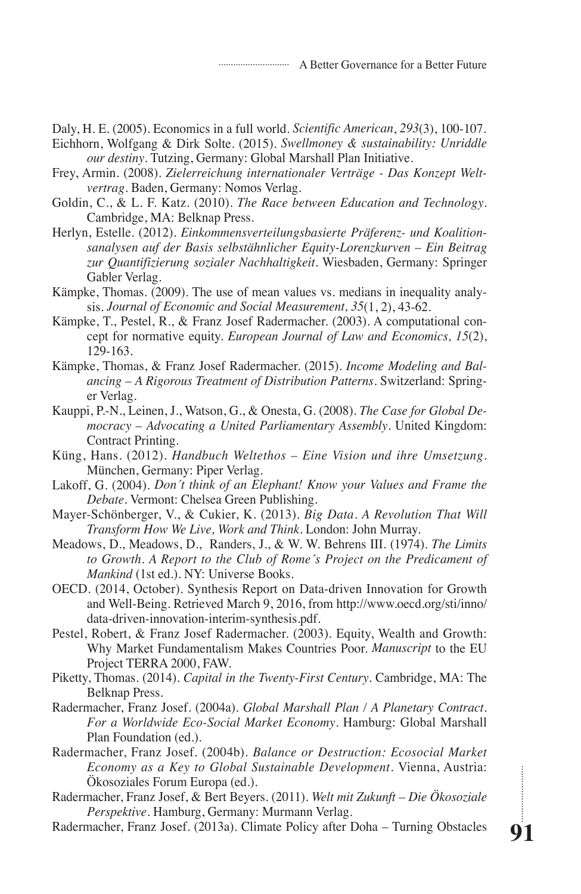Daly, H. E. (2005). Economics in a full world. *Scientific American*, *293*(3), 100-107.

Eichhorn, Wolfgang & Dirk Solte. (2015). *Swellmoney & sustainability: Unriddle our destiny*. Tutzing, Germany: Global Marshall Plan Initiative.

Frey, Armin. (2008). *Zielerreichung internationaler Verträge - Das Konzept Weltvertrag*. Baden, Germany: Nomos Verlag.

Goldin, C., & L. F. Katz. (2010). *The Race between Education and Technology*. Cambridge, MA: Belknap Press.

Herlyn, Estelle. (2012). *Einkommensverteilungsbasierte Präferenz- und Koalitionsanalysen auf der Basis selbstähnlicher Equity-Lorenzkurven – Ein Beitrag zur Quantifizierung sozialer Nachhaltigkeit*. Wiesbaden, Germany: Springer Gabler Verlag.

Kämpke, Thomas. (2009). The use of mean values vs. medians in inequality analysis. *Journal of Economic and Social Measurement, 35*(1, 2), 43-62.

Kämpke, T., Pestel, R., & Franz Josef Radermacher. (2003). A computational concept for normative equity. *European Journal of Law and Economics, 15*(2), 129-163.

Kämpke, Thomas, & Franz Josef Radermacher. (2015). *Income Modeling and Balancing – A Rigorous Treatment of Distribution Patterns*. Switzerland: Springer Verlag.

Kauppi, P.-N., Leinen, J., Watson, G., & Onesta, G. (2008). *The Case for Global Democracy – Advocating a United Parliamentary Assembly*. United Kingdom: Contract Printing.

Küng, Hans. (2012). *Handbuch Weltethos – Eine Vision und ihre Umsetzung*. München, Germany: Piper Verlag.

Lakoff, G. (2004). *Don´t think of an Elephant! Know your Values and Frame the Debate*. Vermont: Chelsea Green Publishing.

Mayer-Schönberger, V., & Cukier, K. (2013). *Big Data. A Revolution That Will Transform How We Live, Work and Think*. London: John Murray.

Meadows, D., Meadows, D., Randers, J., & W. W. Behrens III. (1974). *The Limits to Growth. A Report to the Club of Rome´s Project on the Predicament of Mankind* (1st ed.). NY: Universe Books.

OECD. (2014, October). Synthesis Report on Data-driven Innovation for Growth and Well-Being. Retrieved March 9, 2016, from http://www.oecd.org/sti/inno/data-driven-innovation-interim-synthesis.pdf.

Pestel, Robert, & Franz Josef Radermacher. (2003). Equity, Wealth and Growth: Why Market Fundamentalism Makes Countries Poor. *Manuscript* to the EU Project TERRA 2000, FAW.

Piketty, Thomas. (2014). *Capital in the Twenty-First Century*. Cambridge, MA: The Belknap Press.

Radermacher, Franz Josef. (2004a). *Global Marshall Plan / A Planetary Contract. For a Worldwide Eco-Social Market Economy*. Hamburg: Global Marshall Plan Foundation (ed.).

Radermacher, Franz Josef. (2004b). *Balance or Destruction: Ecosocial Market Economy as a Key to Global Sustainable Development*. Vienna, Austria: Ökosoziales Forum Europa (ed.).

Radermacher, Franz Josef, & Bert Beyers. (2011). *Welt mit Zukunft – Die Ökosoziale Perspektive*. Hamburg, Germany: Murmann Verlag.

Radermacher, Franz Josef. (2013a). Climate Policy after Doha – Turning Obstacles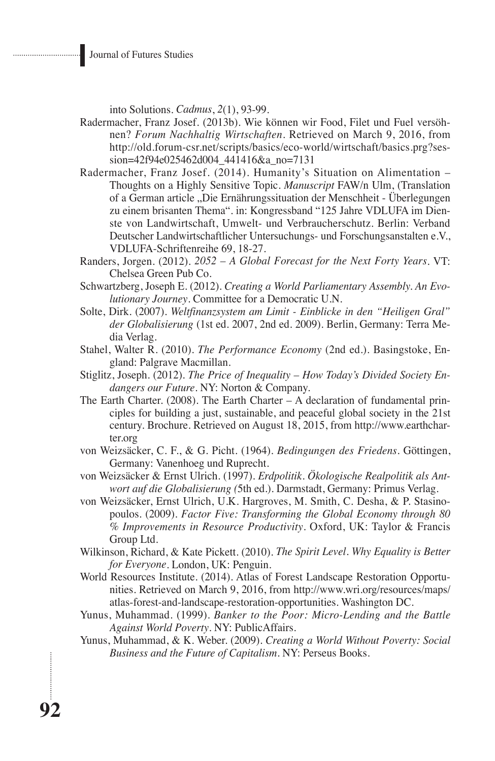into Solutions. *Cadmus*, *2*(1), 93-99.

Radermacher, Franz Josef. (2013b). Wie können wir Food, Filet und Fuel versöhnen? *Forum Nachhaltig Wirtschaften*. Retrieved on March 9, 2016, from http://old.forum-csr.net/scripts/basics/eco-world/wirtschaft/basics.prg?session=42f94e025462d004_441416&a_no=7131

Radermacher, Franz Josef. (2014). Humanity's Situation on Alimentation – Thoughts on a Highly Sensitive Topic. *Manuscript* FAW/n Ulm, (Translation of a German article „Die Ernährungssituation der Menschheit - Überlegungen zu einem brisanten Thema". in: Kongressband "125 Jahre VDLUFA im Dienste von Landwirtschaft, Umwelt- und Verbraucherschutz. Berlin: Verband Deutscher Landwirtschaftlicher Untersuchungs- und Forschungsanstalten e.V., VDLUFA-Schriftenreihe 69, 18-27.

Randers, Jorgen. (2012). *2052 – A Global Forecast for the Next Forty Years*. VT: Chelsea Green Pub Co.

Schwartzberg, Joseph E. (2012). *Creating a World Parliamentary Assembly. An Evolutionary Journey*. Committee for a Democratic U.N.

Solte, Dirk. (2007). *Weltfinanzsystem am Limit - Einblicke in den "Heiligen Gral" der Globalisierung* (1st ed. 2007, 2nd ed. 2009). Berlin, Germany: Terra Media Verlag.

Stahel, Walter R. (2010). *The Performance Economy* (2nd ed.). Basingstoke, England: Palgrave Macmillan.

Stiglitz, Joseph. (2012). *The Price of Inequality – How Today's Divided Society Endangers our Future*. NY: Norton & Company.

The Earth Charter. (2008). The Earth Charter – A declaration of fundamental principles for building a just, sustainable, and peaceful global society in the 21st century. Brochure. Retrieved on August 18, 2015, from http://www.earthcharter.org

von Weizsäcker, C. F., & G. Picht. (1964). *Bedingungen des Friedens*. Göttingen, Germany: Vanenhoeg und Ruprecht.

von Weizsäcker & Ernst Ulrich. (1997). *Erdpolitik. Ökologische Realpolitik als Antwort auf die Globalisierung (*5th ed.). Darmstadt, Germany: Primus Verlag.

von Weizsäcker, Ernst Ulrich, U.K. Hargroves, M. Smith, C. Desha, & P. Stasinopoulos. (2009). *Factor Five: Transforming the Global Economy through 80 % Improvements in Resource Productivity*. Oxford, UK: Taylor & Francis Group Ltd.

Wilkinson, Richard, & Kate Pickett. (2010). *The Spirit Level. Why Equality is Better for Everyone*. London, UK: Penguin.

World Resources Institute. (2014). Atlas of Forest Landscape Restoration Opportunities. Retrieved on March 9, 2016, from http://www.wri.org/resources/maps/atlas-forest-and-landscape-restoration-opportunities. Washington DC.

Yunus, Muhammad. (1999). *Banker to the Poor: Micro-Lending and the Battle Against World Poverty*. NY: PublicAffairs.

Yunus, Muhammad, & K. Weber. (2009). *Creating a World Without Poverty: Social Business and the Future of Capitalism*. NY: Perseus Books.